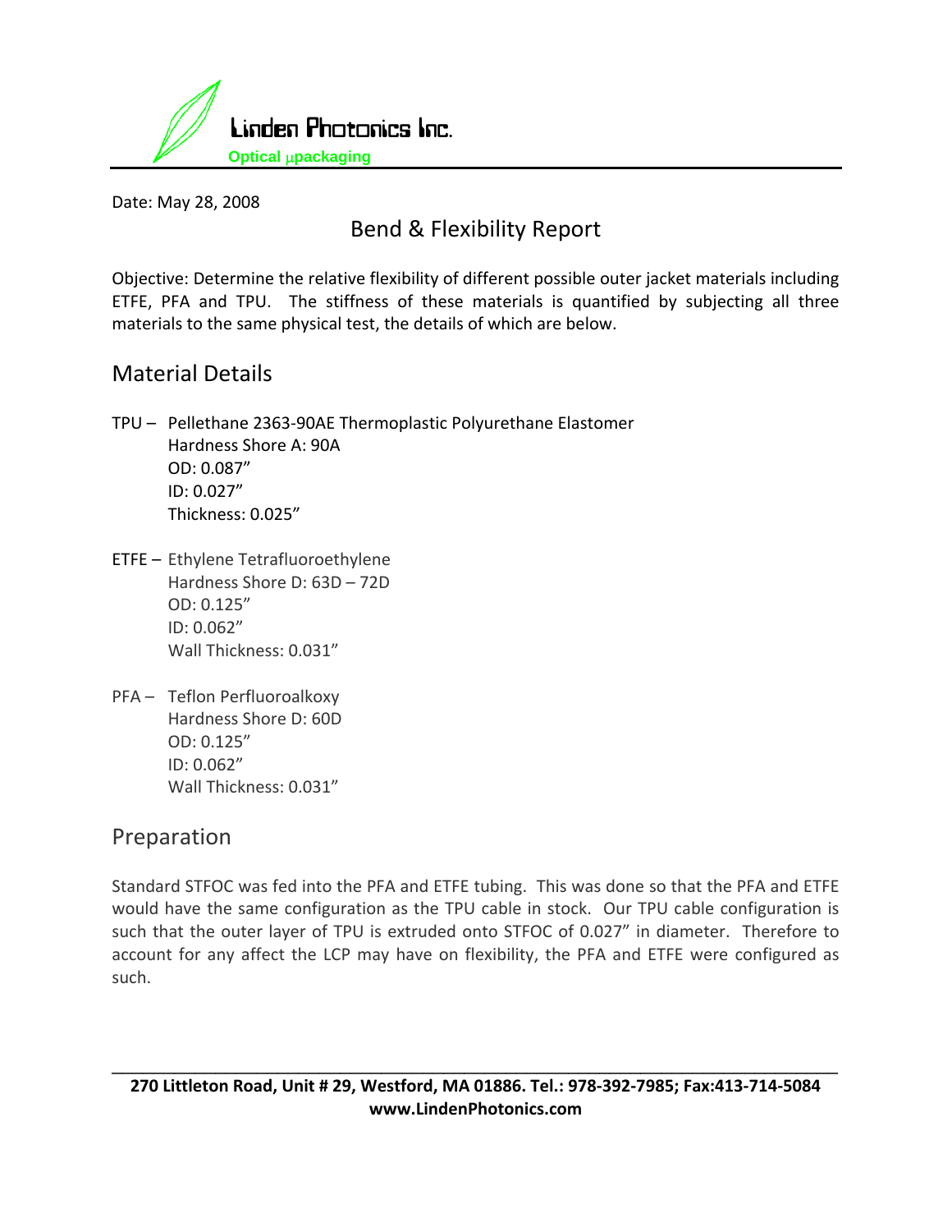Linden Photonics Inc.

Optical μpackaging

Date: May 28, 2008

# Bend & Flexibility Report

Objective: Determine the relative flexibility of different possible outer jacket materials including ETFE, PFA and TPU. The stiffness of these materials is quantified by subjecting all three materials to the same physical test, the details of which are below.

## Material Details

TPU – Pellethane 2363-90AE Thermoplastic Polyurethane Elastomer
- Hardness Shore A: 90A
- OD: 0.087"
- ID: 0.027"
- Thickness: 0.025"

ETFE – Ethylene Tetrafluoroethylene
- Hardness Shore D: 63D – 72D
- OD: 0.125"
- ID: 0.062"
- Wall Thickness: 0.031"

PFA – Teflon Perfluoroalkoxy
- Hardness Shore D: 60D
- OD: 0.125"
- ID: 0.062"
- Wall Thickness: 0.031"

## Preparation

Standard STFOC was fed into the PFA and ETFE tubing. This was done so that the PFA and ETFE would have the same configuration as the TPU cable in stock. Our TPU cable configuration is such that the outer layer of TPU is extruded onto STFOC of 0.027" in diameter. Therefore to account for any affect the LCP may have on flexibility, the PFA and ETFE were configured as such.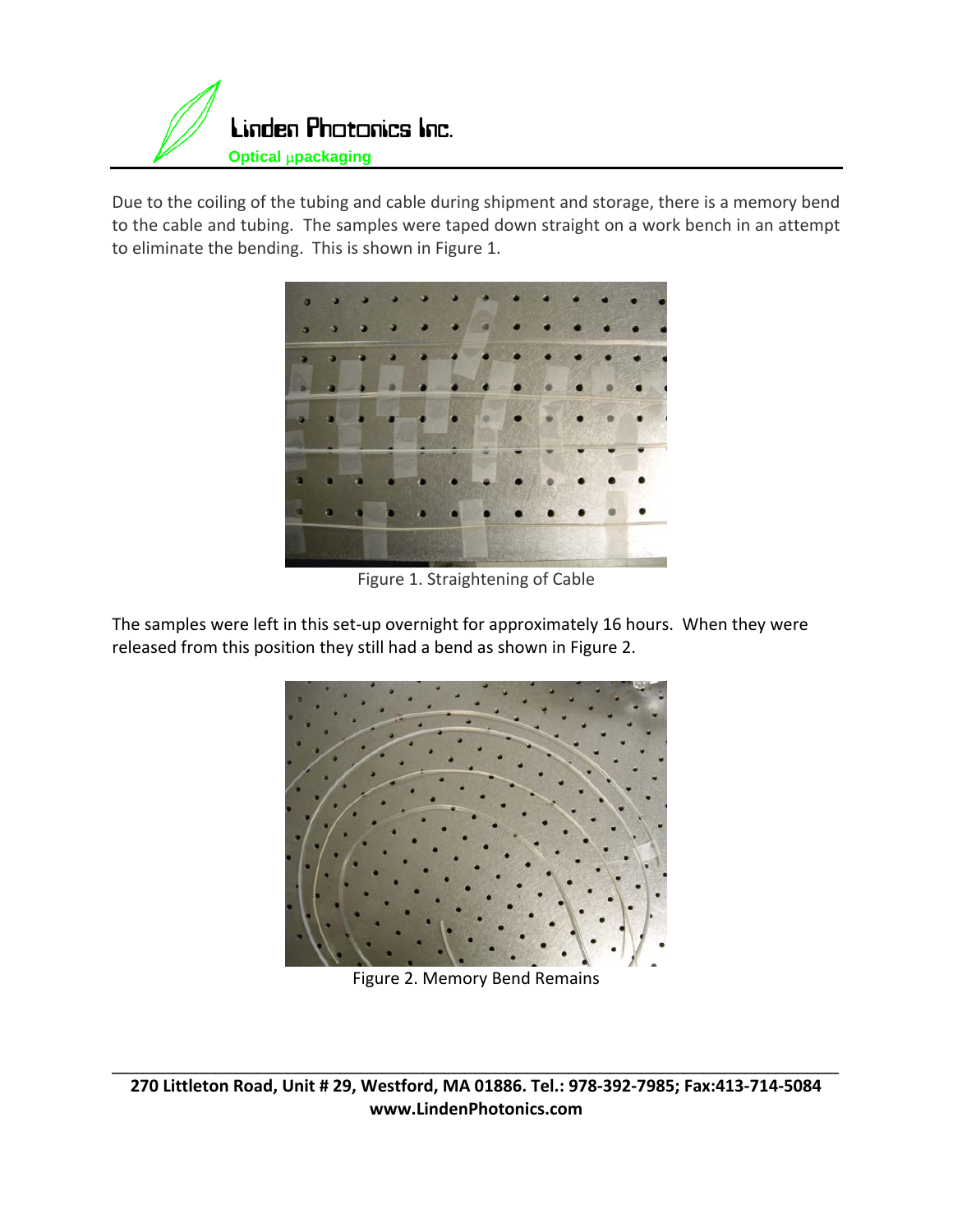Due to the coiling of the tubing and cable during shipment and storage, there is a memory bend to the cable and tubing. The samples were taped down straight on a work bench in an attempt to eliminate the bending. This is shown in Figure 1.

Figure 1. Straightening of Cable

The samples were left in this set-up overnight for approximately 16 hours. When they were released from this position they still had a bend as shown in Figure 2.

Figure 2. Memory Bend Remains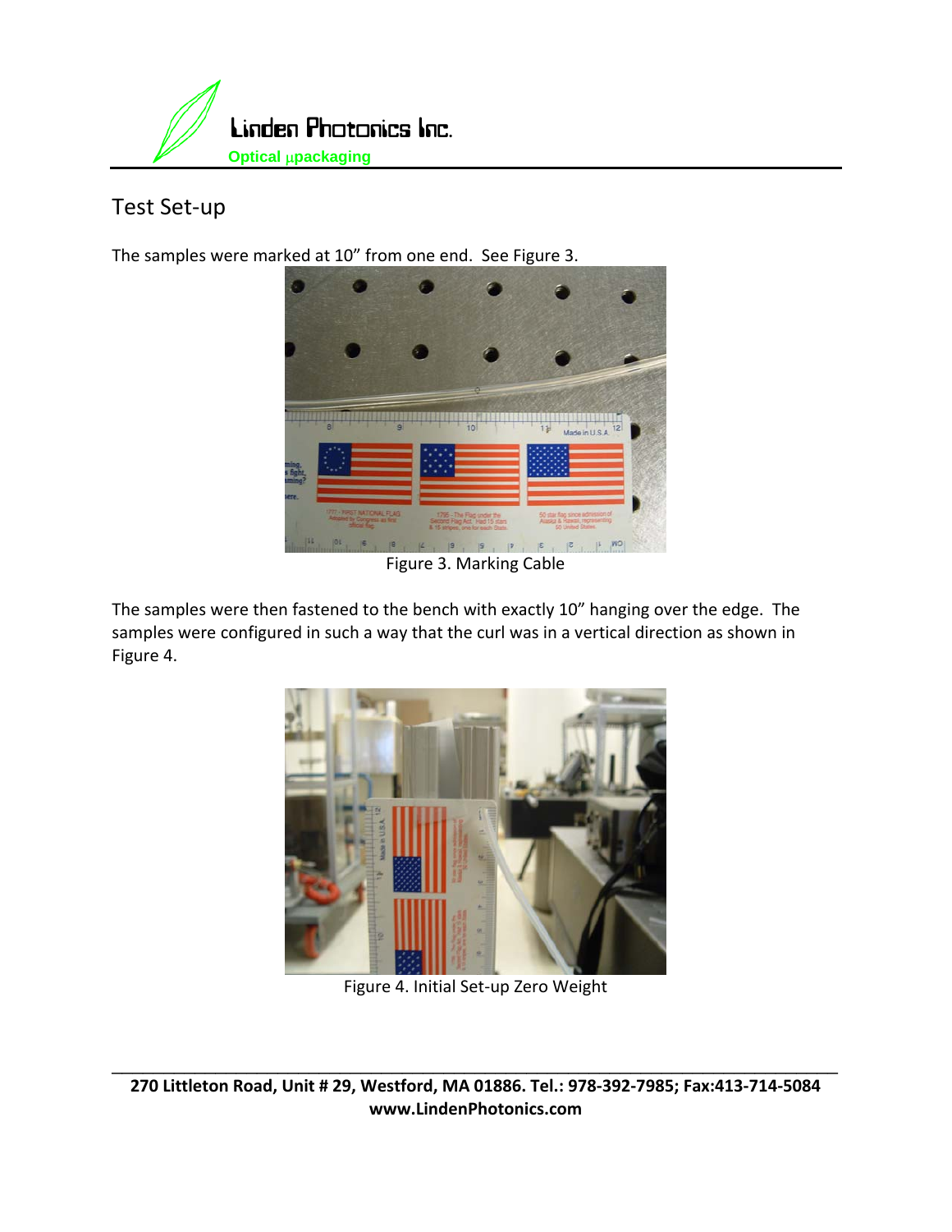## Test Set-up

The samples were marked at 10" from one end. See Figure 3.

Figure 3. Marking Cable

The samples were then fastened to the bench with exactly 10" hanging over the edge. The samples were configured in such a way that the curl was in a vertical direction as shown in Figure 4.

Figure 4. Initial Set-up Zero Weight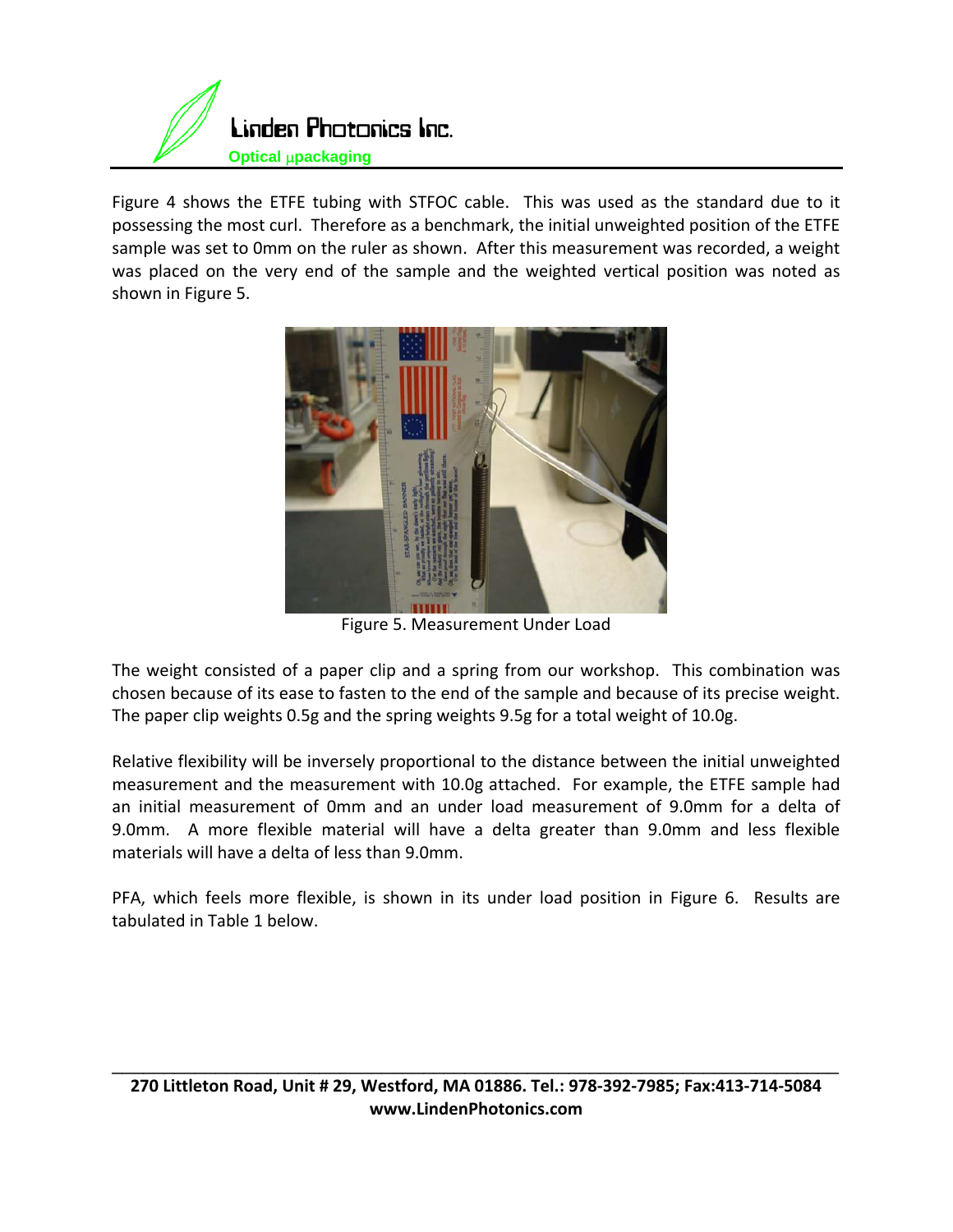Figure 4 shows the ETFE tubing with STFOC cable. This was used as the standard due to it possessing the most curl. Therefore as a benchmark, the initial unweighted position of the ETFE sample was set to 0mm on the ruler as shown. After this measurement was recorded, a weight was placed on the very end of the sample and the weighted vertical position was noted as shown in Figure 5.

Figure 5. Measurement Under Load

The weight consisted of a paper clip and a spring from our workshop. This combination was chosen because of its ease to fasten to the end of the sample and because of its precise weight. The paper clip weights 0.5g and the spring weights 9.5g for a total weight of 10.0g.

Relative flexibility will be inversely proportional to the distance between the initial unweighted measurement and the measurement with 10.0g attached. For example, the ETFE sample had an initial measurement of 0mm and an under load measurement of 9.0mm for a delta of 9.0mm. A more flexible material will have a delta greater than 9.0mm and less flexible materials will have a delta of less than 9.0mm.

PFA, which feels more flexible, is shown in its under load position in Figure 6. Results are tabulated in Table 1 below.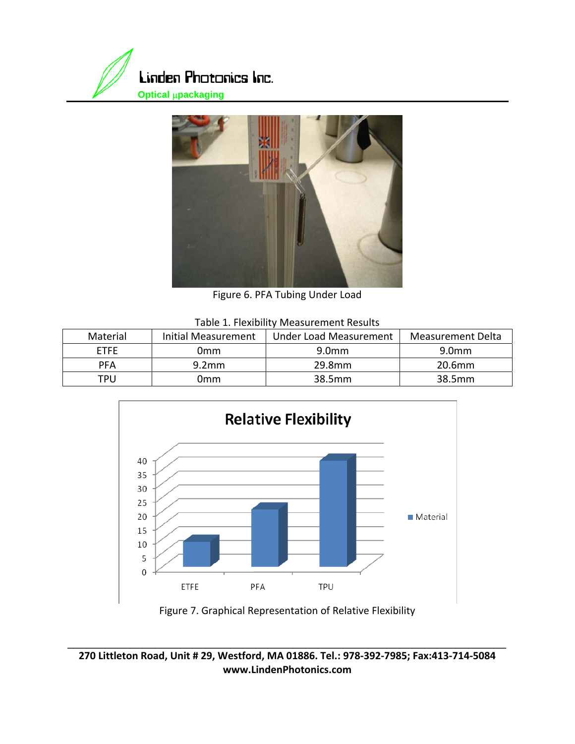Figure 6. PFA Tubing Under Load

Table 1. Flexibility Measurement Results

| Material | Initial Measurement | Under Load Measurement | Measurement Delta |
|---|---|---|---|
| ETFE | 0mm | 9.0mm | 9.0mm |
| PFA | 9.2mm | 29.8mm | 20.6mm |
| TPU | 0mm | 38.5mm | 38.5mm |

Figure 7. Graphical Representation of Relative Flexibility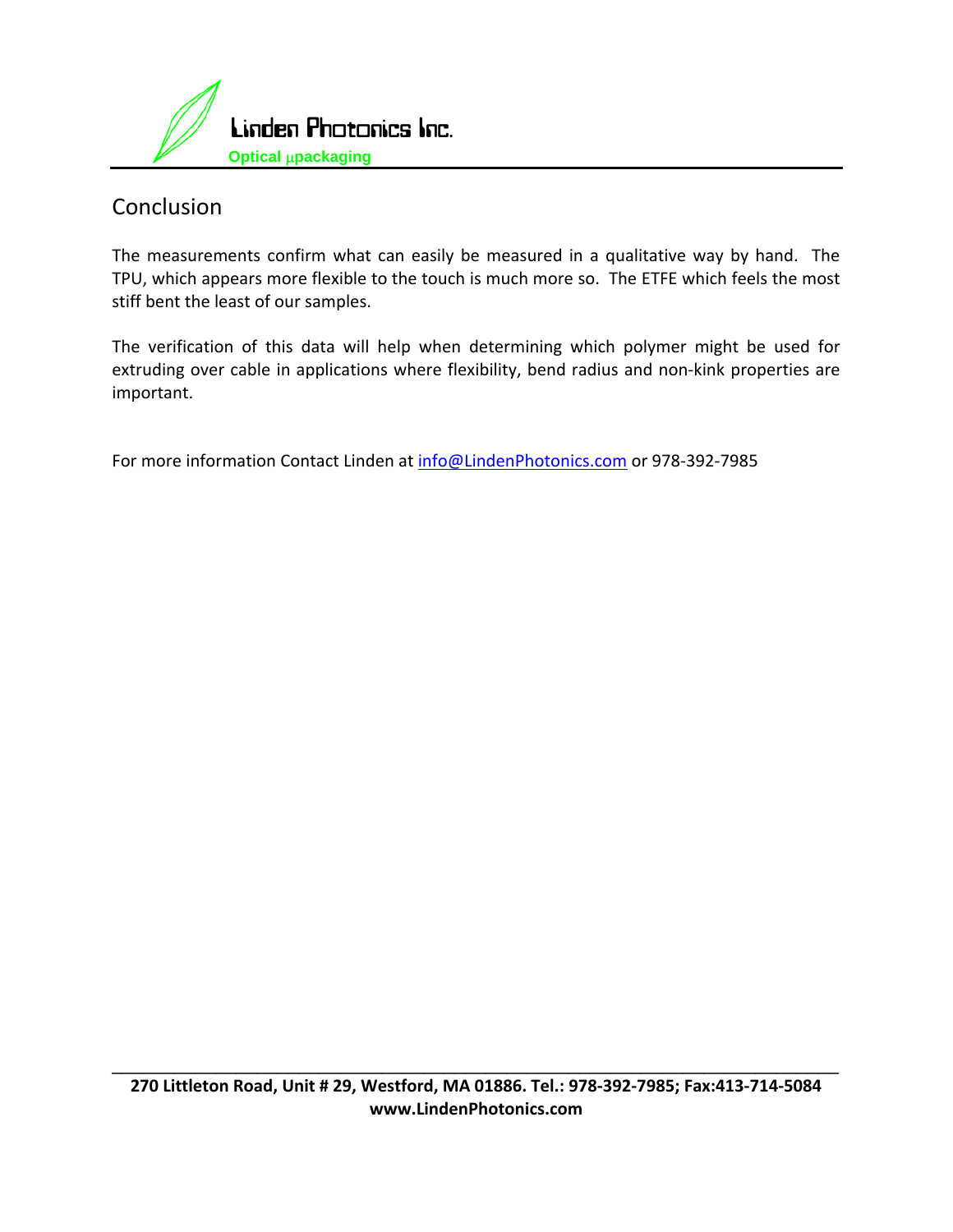## Conclusion

The measurements confirm what can easily be measured in a qualitative way by hand. The TPU, which appears more flexible to the touch is much more so. The ETFE which feels the most stiff bent the least of our samples.

The verification of this data will help when determining which polymer might be used for extruding over cable in applications where flexibility, bend radius and non-kink properties are important.

For more information Contact Linden at info@LindenPhotonics.com or 978-392-7985